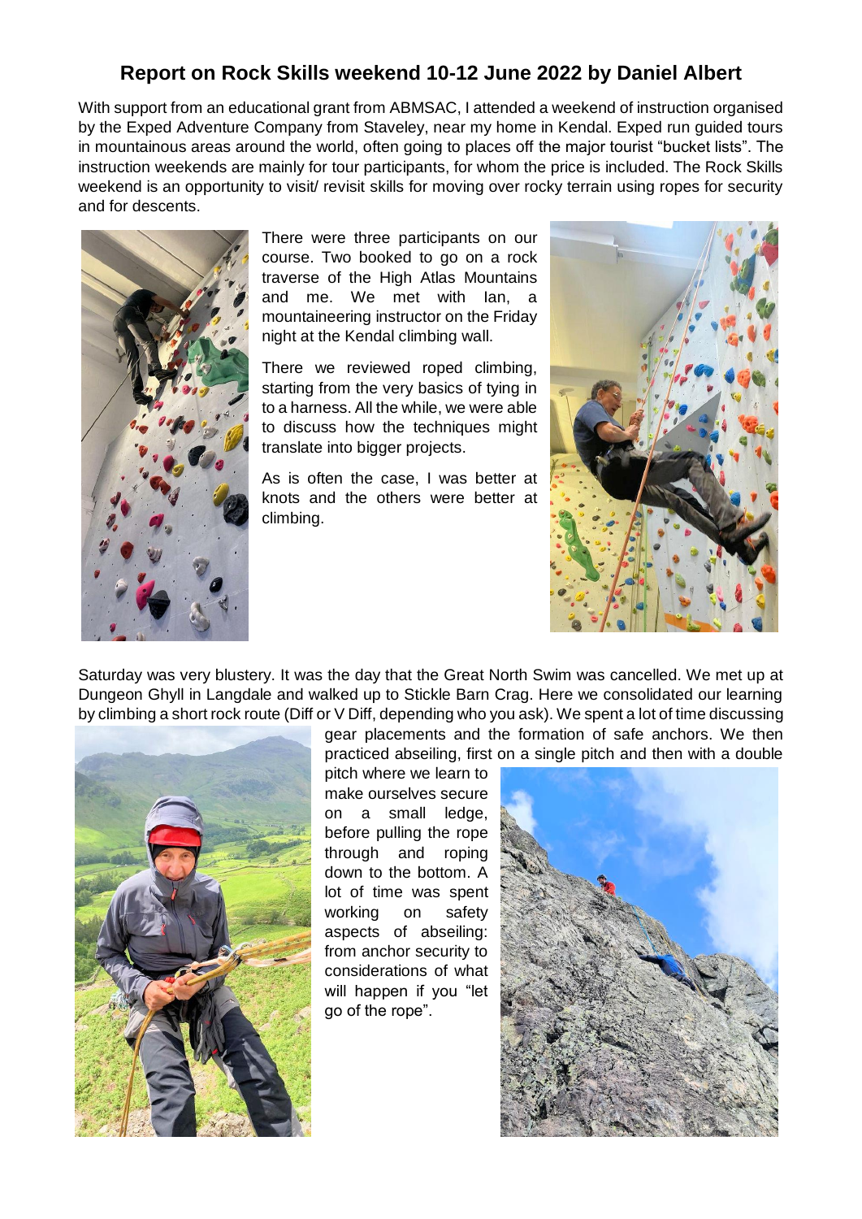# Report on Rock Skills weekend 10-12 June 2022 by Daniel Albert

With support from an educational grant from ABMSAC, I attended a weekend of instruction organised by the Exped Adventure Company from Staveley, near my home in Kendal. Exped run guided tours in mountainous areas around the world, often going to places off the major tourist "bucket lists". The instruction weekends are mainly for tour participants, for whom the price is included. The Rock Skills weekend is an opportunity to visit/ revisit skills for moving over rocky terrain using ropes for security and for descents.

There were three participants on our course. Two booked to go on a rock traverse of the High Atlas Mountains and me. We met with Ian, a mountaineering instructor on the Friday night at the Kendal climbing wall.

There we reviewed roped climbing, starting from the very basics of tying in to a harness. All the while, we were able to discuss how the techniques might translate into bigger projects.

As is often the case, I was better at knots and the others were better at climbing.

Saturday was very blustery. It was the day that the Great North Swim was cancelled. We met up at Dungeon Ghyll in Langdale and walked up to Stickle Barn Crag. Here we consolidated our learning by climbing a short rock route (Diff or V Diff, depending who you ask). We spent a lot of time discussing gear placements and the formation of safe anchors. We then practiced abseiling, first on a single pitch and then with a double pitch where we learn to make ourselves secure on a small ledge, before pulling the rope through and roping down to the bottom. A lot of time was spent working on safety aspects of abseiling: from anchor security to considerations of what will happen if you "let go of the rope".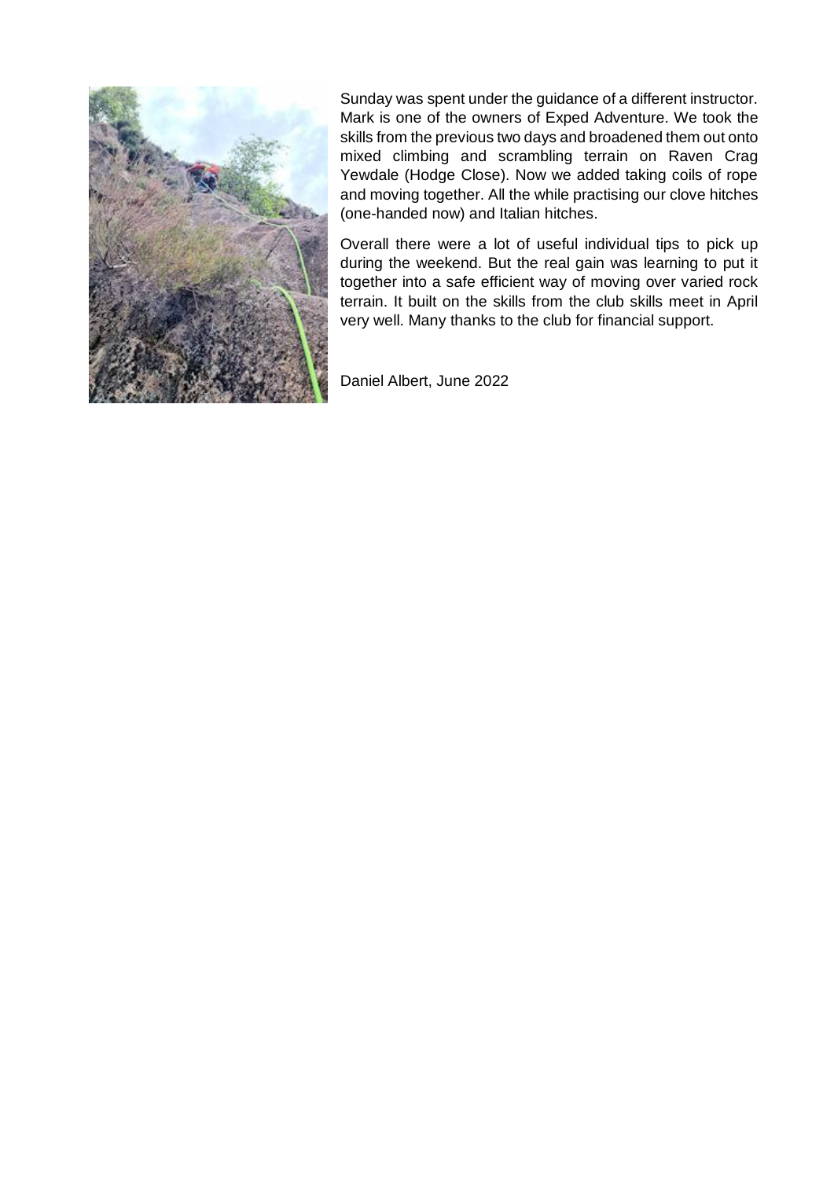Sunday was spent under the guidance of a different instructor. Mark is one of the owners of Exped Adventure. We took the skills from the previous two days and broadened them out onto mixed climbing and scrambling terrain on Raven Crag Yewdale (Hodge Close). Now we added taking coils of rope and moving together. All the while practising our clove hitches (one-handed now) and Italian hitches.

Overall there were a lot of useful individual tips to pick up during the weekend. But the real gain was learning to put it together into a safe efficient way of moving over varied rock terrain. It built on the skills from the club skills meet in April very well. Many thanks to the club for financial support.

Daniel Albert, June 2022